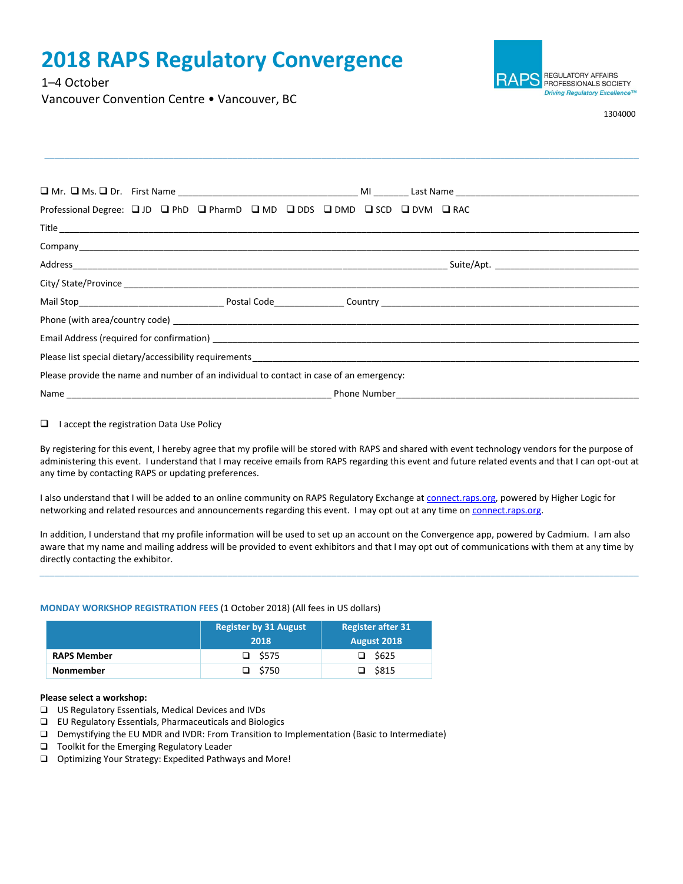# 2018 RAPS Regulatory Convergence

1–4 October

Vancouver Convention Centre • Vancouver, BC

RAPS REGULATORY AFFAIRS PROFESSIONALS SOCIETY *Driving Regulatory Excellence™*

1304000

---

❑ Mr. ❑ Ms. ❑ Dr. First Name ___________________________________ MI _______ Last Name ___________________________________

Professional Degree: ❑ JD ❑ PhD ❑ PharmD ❑ MD ❑ DDS ❑ DMD ❑ SCD ❑ DVM ❑ RAC

Title ___________________________________________________________________________________________

Company ________________________________________________________________________________________

Address ________________________________________________________________ Suite/Apt. ____________________________

City/ State/Province ______________________________________________________________________________

Mail Stop ____________________________ Postal Code _____________ Country ___________________________________

Phone (with area/country code) _____________________________________________________________________

Email Address (required for confirmation) ___________________________________________________________

Please list special dietary/accessibility requirements ___________________________________________________

Please provide the name and number of an individual to contact in case of an emergency:

Name __________________________________________________ Phone Number ______________________________________

❑ I accept the registration Data Use Policy

By registering for this event, I hereby agree that my profile will be stored with RAPS and shared with event technology vendors for the purpose of administering this event. I understand that I may receive emails from RAPS regarding this event and future related events and that I can opt-out at any time by contacting RAPS or updating preferences.

I also understand that I will be added to an online community on RAPS Regulatory Exchange at connect.raps.org, powered by Higher Logic for networking and related resources and announcements regarding this event. I may opt out at any time on connect.raps.org.

In addition, I understand that my profile information will be used to set up an account on the Convergence app, powered by Cadmium. I am also aware that my name and mailing address will be provided to event exhibitors and that I may opt out of communications with them at any time by directly contacting the exhibitor.

---

**MONDAY WORKSHOP REGISTRATION FEES** (1 October 2018) (All fees in US dollars)

| | Register by 31 August 2018 | Register after 31 August 2018 |
|---|---|---|
| **RAPS Member** | ❑ $575 | ❑ $625 |
| **Nonmember** | ❑ $750 | ❑ $815 |

**Please select a workshop:**

- ❑ US Regulatory Essentials, Medical Devices and IVDs
- ❑ EU Regulatory Essentials, Pharmaceuticals and Biologics
- ❑ Demystifying the EU MDR and IVDR: From Transition to Implementation (Basic to Intermediate)
- ❑ Toolkit for the Emerging Regulatory Leader
- ❑ Optimizing Your Strategy: Expedited Pathways and More!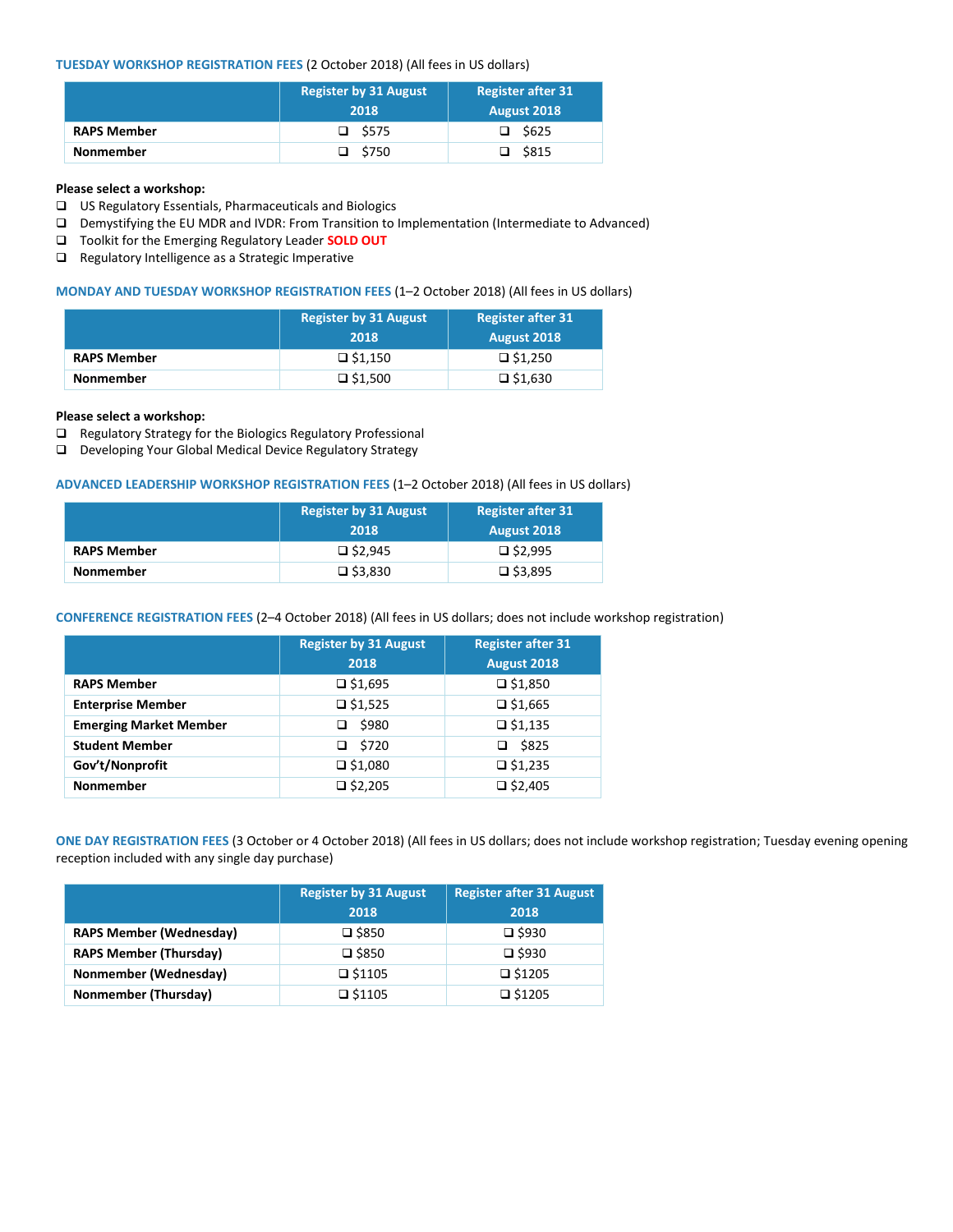**TUESDAY WORKSHOP REGISTRATION FEES** (2 October 2018) (All fees in US dollars)

| | Register by 31 August 2018 | Register after 31 August 2018 |
|---|---|---|
| **RAPS Member** | ❑ $575 | ❑ $625 |
| **Nonmember** | ❑ $750 | ❑ $815 |

**Please select a workshop:**

- ❑ US Regulatory Essentials, Pharmaceuticals and Biologics
- ❑ Demystifying the EU MDR and IVDR: From Transition to Implementation (Intermediate to Advanced)
- ❑ Toolkit for the Emerging Regulatory Leader **SOLD OUT**
- ❑ Regulatory Intelligence as a Strategic Imperative

**MONDAY AND TUESDAY WORKSHOP REGISTRATION FEES** (1–2 October 2018) (All fees in US dollars)

| | Register by 31 August 2018 | Register after 31 August 2018 |
|---|---|---|
| **RAPS Member** | ❑ $1,150 | ❑ $1,250 |
| **Nonmember** | ❑ $1,500 | ❑ $1,630 |

**Please select a workshop:**

- ❑ Regulatory Strategy for the Biologics Regulatory Professional
- ❑ Developing Your Global Medical Device Regulatory Strategy

**ADVANCED LEADERSHIP WORKSHOP REGISTRATION FEES** (1–2 October 2018) (All fees in US dollars)

| | Register by 31 August 2018 | Register after 31 August 2018 |
|---|---|---|
| **RAPS Member** | ❑ $2,945 | ❑ $2,995 |
| **Nonmember** | ❑ $3,830 | ❑ $3,895 |

**CONFERENCE REGISTRATION FEES** (2–4 October 2018) (All fees in US dollars; does not include workshop registration)

| | Register by 31 August 2018 | Register after 31 August 2018 |
|---|---|---|
| **RAPS Member** | ❑ $1,695 | ❑ $1,850 |
| **Enterprise Member** | ❑ $1,525 | ❑ $1,665 |
| **Emerging Market Member** | ❑ $980 | ❑ $1,135 |
| **Student Member** | ❑ $720 | ❑ $825 |
| **Gov't/Nonprofit** | ❑ $1,080 | ❑ $1,235 |
| **Nonmember** | ❑ $2,205 | ❑ $2,405 |

**ONE DAY REGISTRATION FEES** (3 October or 4 October 2018) (All fees in US dollars; does not include workshop registration; Tuesday evening opening reception included with any single day purchase)

| | Register by 31 August 2018 | Register after 31 August 2018 |
|---|---|---|
| **RAPS Member (Wednesday)** | ❑ $850 | ❑ $930 |
| **RAPS Member (Thursday)** | ❑ $850 | ❑ $930 |
| **Nonmember (Wednesday)** | ❑ $1105 | ❑ $1205 |
| **Nonmember (Thursday)** | ❑ $1105 | ❑ $1205 |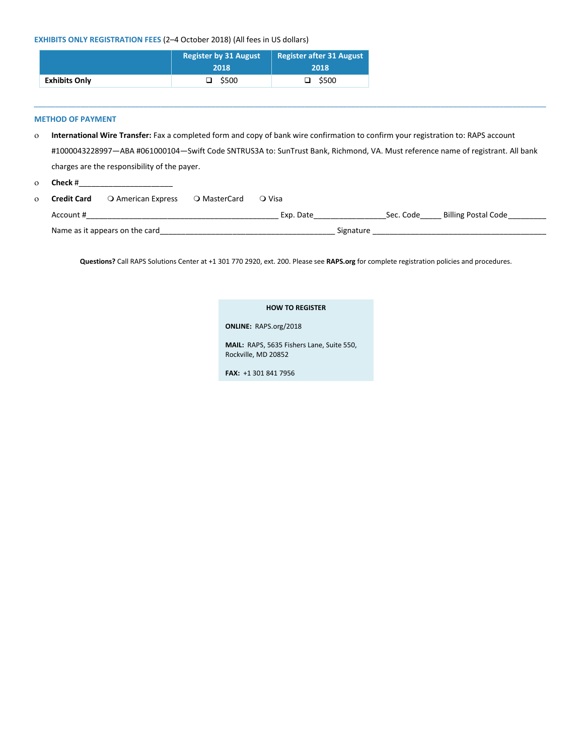**EXHIBITS ONLY REGISTRATION FEES** (2–4 October 2018) (All fees in US dollars)

| | Register by 31 August 2018 | Register after 31 August 2018 |
|---|---|---|
| **Exhibits Only** | ❑ $500 | ❑ $500 |

---

**METHOD OF PAYMENT**

- **International Wire Transfer:** Fax a completed form and copy of bank wire confirmation to confirm your registration to: RAPS account #1000043228997—ABA #061000104—Swift Code SNTRUS3A to: SunTrust Bank, Richmond, VA. Must reference name of registrant. All bank charges are the responsibility of the payer.
- **Check #**______________________
- **Credit Card** ❍ American Express ❍ MasterCard ❍ Visa

  Account #_____________________________________________ Exp. Date________________Sec. Code_____ Billing Postal Code_________

  Name as it appears on the card_________________________________________ Signature __________________________________________

**Questions?** Call RAPS Solutions Center at +1 301 770 2920, ext. 200. Please see **RAPS.org** for complete registration policies and procedures.

**HOW TO REGISTER**

**ONLINE:** RAPS.org/2018

**MAIL:** RAPS, 5635 Fishers Lane, Suite 550, Rockville, MD 20852

**FAX:** +1 301 841 7956